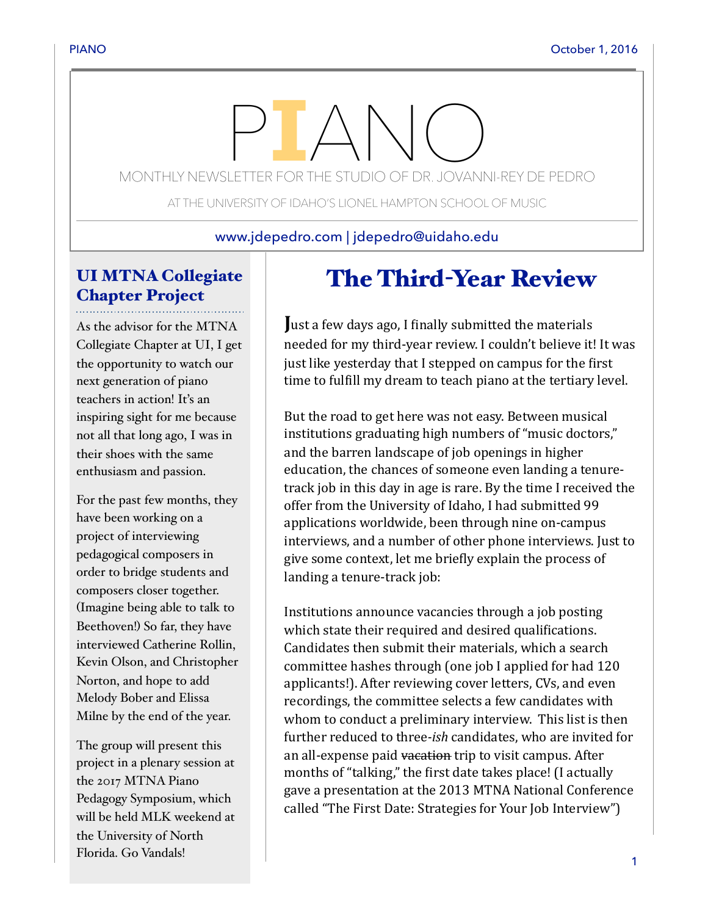# PIANO

MONTHLY NEWSLETTER FOR THE STUDIO OF DR. JOVANNI-REY DE PEDRO

AT THE UNIVERSITY OF IDAHO'S LIONEL HAMPTON SCHOOL OF MUSIC

www.jdepedro.com | jdepedro@uidaho.edu

## The Third-Year Review

Just a few days ago, I finally submitted the materials needed for my third-year review. I couldn't believe it! It was just like yesterday that I stepped on campus for the first time to fulfill my dream to teach piano at the tertiary level.

But the road to get here was not easy. Between musical institutions graduating high numbers of "music doctors," and the barren landscape of job openings in higher education, the chances of someone even landing a tenure-track job in this day in age is rare. By the time I received the offer from the University of Idaho, I had submitted 99 applications worldwide, been through nine on-campus interviews, and a number of other phone interviews. Just to give some context, let me briefly explain the process of landing a tenure-track job:

Institutions announce vacancies through a job posting which state their required and desired qualifications. Candidates then submit their materials, which a search committee hashes through (one job I applied for had 120 applicants!). After reviewing cover letters, CVs, and even recordings, the committee selects a few candidates with whom to conduct a preliminary interview. This list is then further reduced to three-*ish* candidates, who are invited for an all-expense paid ~~vacation~~ trip to visit campus. After months of "talking," the first date takes place! (I actually gave a presentation at the 2013 MTNA National Conference called "The First Date: Strategies for Your Job Interview")

## UI MTNA Collegiate Chapter Project

As the advisor for the MTNA Collegiate Chapter at UI, I get the opportunity to watch our next generation of piano teachers in action! It's an inspiring sight for me because not all that long ago, I was in their shoes with the same enthusiasm and passion.

For the past few months, they have been working on a project of interviewing pedagogical composers in order to bridge students and composers closer together. (Imagine being able to talk to Beethoven!) So far, they have interviewed Catherine Rollin, Kevin Olson, and Christopher Norton, and hope to add Melody Bober and Elissa Milne by the end of the year.

The group will present this project in a plenary session at the 2017 MTNA Piano Pedagogy Symposium, which will be held MLK weekend at the University of North Florida. Go Vandals!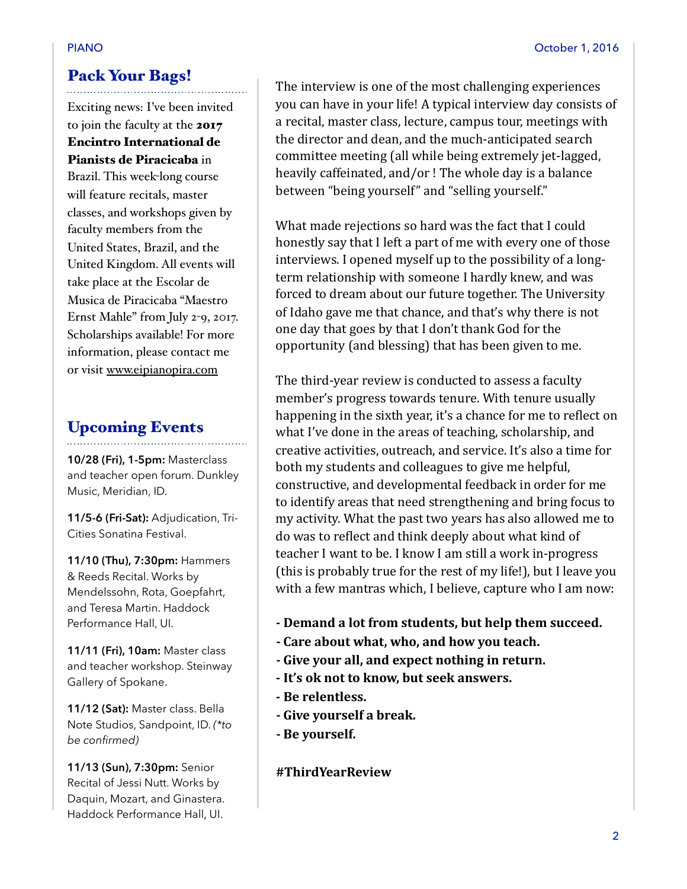## Pack Your Bags!

Exciting news: I've been invited to join the faculty at the **2017 Encintro International de Pianists de Piracicaba** in Brazil. This week-long course will feature recitals, master classes, and workshops given by faculty members from the United States, Brazil, and the United Kingdom. All events will take place at the Escolar de Musica de Piracicaba "Maestro Ernst Mahle" from July 2-9, 2017. Scholarships available! For more information, please contact me or visit www.eipianopira.com

## Upcoming Events

**10/28 (Fri), 1-5pm:** Masterclass and teacher open forum. Dunkley Music, Meridian, ID.

**11/5-6 (Fri-Sat):** Adjudication, Tri-Cities Sonatina Festival.

**11/10 (Thu), 7:30pm:** Hammers & Reeds Recital. Works by Mendelssohn, Rota, Goepfahrt, and Teresa Martin. Haddock Performance Hall, UI.

**11/11 (Fri), 10am:** Master class and teacher workshop. Steinway Gallery of Spokane.

**11/12 (Sat):** Master class. Bella Note Studios, Sandpoint, ID. *(*to be confirmed)*

**11/13 (Sun), 7:30pm:** Senior Recital of Jessi Nutt. Works by Daquin, Mozart, and Ginastera. Haddock Performance Hall, UI.

The interview is one of the most challenging experiences you can have in your life! A typical interview day consists of a recital, master class, lecture, campus tour, meetings with the director and dean, and the much-anticipated search committee meeting (all while being extremely jet-lagged, heavily caffeinated, and/or ! The whole day is a balance between "being yourself" and "selling yourself."

What made rejections so hard was the fact that I could honestly say that I left a part of me with every one of those interviews. I opened myself up to the possibility of a long-term relationship with someone I hardly knew, and was forced to dream about our future together. The University of Idaho gave me that chance, and that's why there is not one day that goes by that I don't thank God for the opportunity (and blessing) that has been given to me.

The third-year review is conducted to assess a faculty member's progress towards tenure. With tenure usually happening in the sixth year, it's a chance for me to reflect on what I've done in the areas of teaching, scholarship, and creative activities, outreach, and service. It's also a time for both my students and colleagues to give me helpful, constructive, and developmental feedback in order for me to identify areas that need strengthening and bring focus to my activity. What the past two years has also allowed me to do was to reflect and think deeply about what kind of teacher I want to be. I know I am still a work in-progress (this is probably true for the rest of my life!), but I leave you with a few mantras which, I believe, capture who I am now:

- **Demand a lot from students, but help them succeed.**
- **Care about what, who, and how you teach.**
- **Give your all, and expect nothing in return.**
- **It's ok not to know, but seek answers.**
- **Be relentless.**
- **Give yourself a break.**
- **Be yourself.**

**#ThirdYearReview**